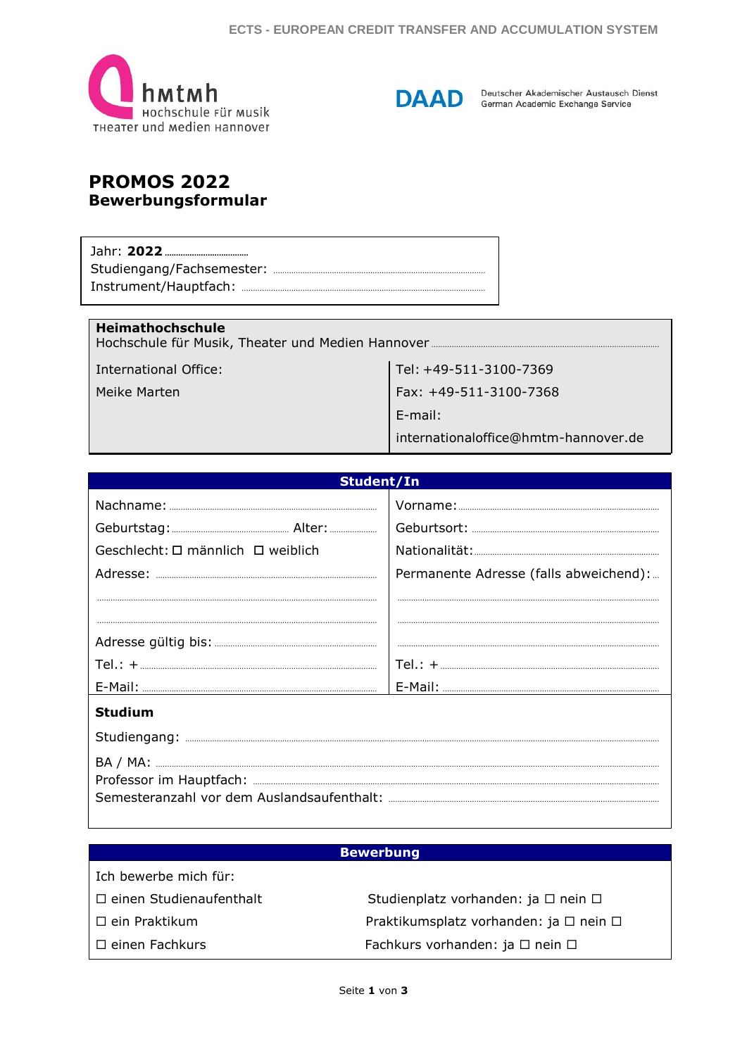ECTS - EUROPEAN CREDIT TRANSFER AND ACCUMULATION SYSTEM

hmtmh Hochschule für Musik Theater und Medien Hannover

DAAD Deutscher Akademischer Austausch Dienst German Academic Exchange Service

# PROMOS 2022
## Bewerbungsformular

Jahr: **2022** ..........
Studiengang/Fachsemester: ..........
Instrument/Hauptfach: ..........

**Heimathochschule**
Hochschule für Musik, Theater und Medien Hannover ..........

| International Office: | Tel: +49-511-3100-7369 |
|---|---|
| Meike Marten | Fax: +49-511-3100-7368 |
| | E-mail: |
| | internationaloffice@hmtm-hannover.de |

## Student/In

| | |
|---|---|
| Nachname: .......... | Vorname: .......... |
| Geburtstag: .......... Alter: .......... | Geburtsort: .......... |
| Geschlecht: ☐ männlich ☐ weiblich | Nationalität: .......... |
| Adresse: .......... | Permanente Adresse (falls abweichend): .......... |
| .......... | .......... |
| .......... | .......... |
| Adresse gültig bis: .......... | .......... |
| Tel.: + .......... | Tel.: + .......... |
| E-Mail: .......... | E-Mail: .......... |

**Studium**

Studiengang: ..........

BA / MA: ..........
Professor im Hauptfach: ..........
Semesteranzahl vor dem Auslandsaufenthalt: ..........

## Bewerbung

Ich bewerbe mich für:

| | |
|---|---|
| ☐ einen Studienaufenthalt | Studienplatz vorhanden: ja ☐ nein ☐ |
| ☐ ein Praktikum | Praktikumsplatz vorhanden: ja ☐ nein ☐ |
| ☐ einen Fachkurs | Fachkurs vorhanden: ja ☐ nein ☐ |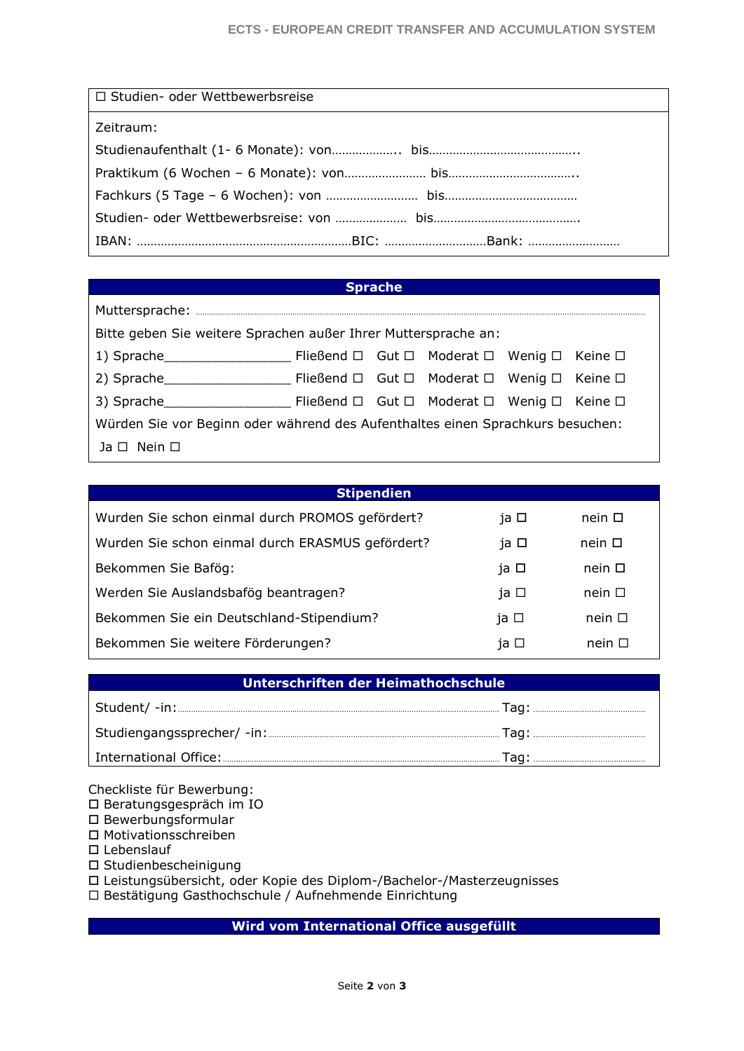☐ Studien- oder Wettbewerbsreise

Zeitraum:

Studienaufenthalt (1- 6 Monate): von……………….. bis……………………………………..

Praktikum (6 Wochen – 6 Monate): von…………………… bis………………………………..

Fachkurs (5 Tage – 6 Wochen): von …………………….. bis…………………………………

Studien- oder Wettbewerbsreise: von ………………… bis……………………………………..

IBAN: ………………………………………………………BIC: …………………………Bank: ………………………

## Sprache

Muttersprache: ……………………………………………………………………………………………………

Bitte geben Sie weitere Sprachen außer Ihrer Muttersprache an:

1) Sprache_________________ Fließend ☐ Gut ☐ Moderat ☐ Wenig ☐ Keine ☐

2) Sprache_________________ Fließend ☐ Gut ☐ Moderat ☐ Wenig ☐ Keine ☐

3) Sprache_________________ Fließend ☐ Gut ☐ Moderat ☐ Wenig ☐ Keine ☐

Würden Sie vor Beginn oder während des Aufenthaltes einen Sprachkurs besuchen:

Ja ☐ Nein ☐

## Stipendien

| | | |
|---|---|---|
| Wurden Sie schon einmal durch PROMOS gefördert? | ja ☐ | nein ☐ |
| Wurden Sie schon einmal durch ERASMUS gefördert? | ja ☐ | nein ☐ |
| Bekommen Sie Bafög: | ja ☐ | nein ☐ |
| Werden Sie Auslandsbafög beantragen? | ja ☐ | nein ☐ |
| Bekommen Sie ein Deutschland-Stipendium? | ja ☐ | nein ☐ |
| Bekommen Sie weitere Förderungen? | ja ☐ | nein ☐ |

## Unterschriften der Heimathochschule

Student/ -in:…………………………………………………………………… Tag: ………………………

Studiengangssprecher/ -in:……………………………………………………… Tag: ………………………

International Office:…………………………………………………………… Tag: ………………………

Checkliste für Bewerbung:

- ☐ Beratungsgespräch im IO
- ☐ Bewerbungsformular
- ☐ Motivationsschreiben
- ☐ Lebenslauf
- ☐ Studienbescheinigung
- ☐ Leistungsübersicht, oder Kopie des Diplom-/Bachelor-/Masterzeugnisses
- ☐ Bestätigung Gasthochschule / Aufnehmende Einrichtung

## Wird vom International Office ausgefüllt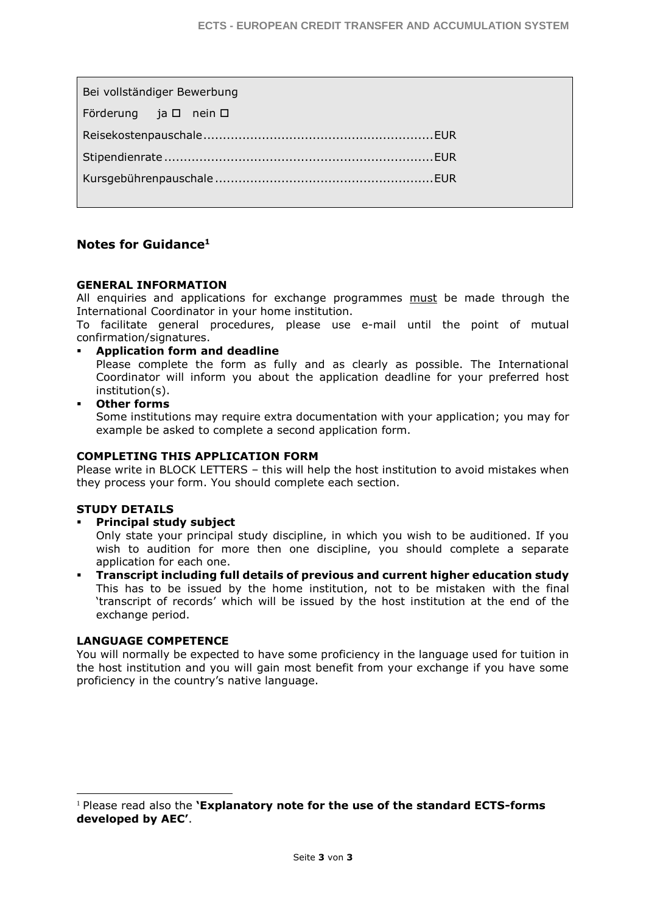Bei vollständiger Bewerbung

Förderung ja ☐ nein ☐

Reisekostenpauschale..........................................................EUR

Stipendienrate....................................................................EUR

Kursgebührenpauschale.......................................................EUR

## Notes for Guidance[1]

### GENERAL INFORMATION

All enquiries and applications for exchange programmes must be made through the International Coordinator in your home institution.
To facilitate general procedures, please use e-mail until the point of mutual confirmation/signatures.

- **Application form and deadline**
  Please complete the form as fully and as clearly as possible. The International Coordinator will inform you about the application deadline for your preferred host institution(s).
- **Other forms**
  Some institutions may require extra documentation with your application; you may for example be asked to complete a second application form.

### COMPLETING THIS APPLICATION FORM

Please write in BLOCK LETTERS – this will help the host institution to avoid mistakes when they process your form. You should complete each section.

### STUDY DETAILS

- **Principal study subject**
  Only state your principal study discipline, in which you wish to be auditioned. If you wish to audition for more then one discipline, you should complete a separate application for each one.
- **Transcript including full details of previous and current higher education study**
  This has to be issued by the home institution, not to be mistaken with the final 'transcript of records' which will be issued by the host institution at the end of the exchange period.

### LANGUAGE COMPETENCE

You will normally be expected to have some proficiency in the language used for tuition in the host institution and you will gain most benefit from your exchange if you have some proficiency in the country's native language.

---

[1] Please read also the **'Explanatory note for the use of the standard ECTS-forms developed by AEC'**.